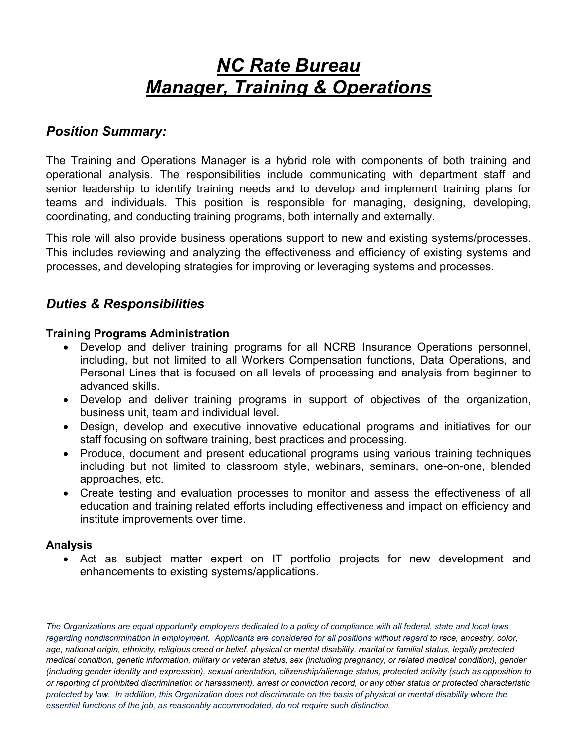# *NC Rate Bureau*
# *Manager, Training & Operations*

## *Position Summary:*

The Training and Operations Manager is a hybrid role with components of both training and operational analysis. The responsibilities include communicating with department staff and senior leadership to identify training needs and to develop and implement training plans for teams and individuals. This position is responsible for managing, designing, developing, coordinating, and conducting training programs, both internally and externally.

This role will also provide business operations support to new and existing systems/processes. This includes reviewing and analyzing the effectiveness and efficiency of existing systems and processes, and developing strategies for improving or leveraging systems and processes.

## *Duties & Responsibilities*

**Training Programs Administration**

- Develop and deliver training programs for all NCRB Insurance Operations personnel, including, but not limited to all Workers Compensation functions, Data Operations, and Personal Lines that is focused on all levels of processing and analysis from beginner to advanced skills.
- Develop and deliver training programs in support of objectives of the organization, business unit, team and individual level.
- Design, develop and executive innovative educational programs and initiatives for our staff focusing on software training, best practices and processing.
- Produce, document and present educational programs using various training techniques including but not limited to classroom style, webinars, seminars, one-on-one, blended approaches, etc.
- Create testing and evaluation processes to monitor and assess the effectiveness of all education and training related efforts including effectiveness and impact on efficiency and institute improvements over time.

**Analysis**

- Act as subject matter expert on IT portfolio projects for new development and enhancements to existing systems/applications.

*The Organizations are equal opportunity employers dedicated to a policy of compliance with all federal, state and local laws regarding nondiscrimination in employment. Applicants are considered for all positions without regard to race, ancestry, color, age, national origin, ethnicity, religious creed or belief, physical or mental disability, marital or familial status, legally protected medical condition, genetic information, military or veteran status, sex (including pregnancy, or related medical condition), gender (including gender identity and expression), sexual orientation, citizenship/alienage status, protected activity (such as opposition to or reporting of prohibited discrimination or harassment), arrest or conviction record, or any other status or protected characteristic protected by law. In addition, this Organization does not discriminate on the basis of physical or mental disability where the essential functions of the job, as reasonably accommodated, do not require such distinction.*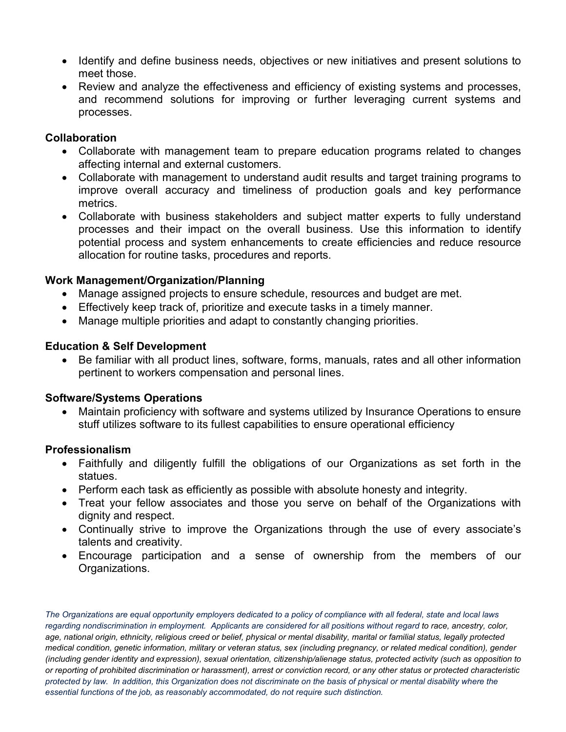- Identify and define business needs, objectives or new initiatives and present solutions to meet those.
- Review and analyze the effectiveness and efficiency of existing systems and processes, and recommend solutions for improving or further leveraging current systems and processes.

**Collaboration**

- Collaborate with management team to prepare education programs related to changes affecting internal and external customers.
- Collaborate with management to understand audit results and target training programs to improve overall accuracy and timeliness of production goals and key performance metrics.
- Collaborate with business stakeholders and subject matter experts to fully understand processes and their impact on the overall business. Use this information to identify potential process and system enhancements to create efficiencies and reduce resource allocation for routine tasks, procedures and reports.

**Work Management/Organization/Planning**

- Manage assigned projects to ensure schedule, resources and budget are met.
- Effectively keep track of, prioritize and execute tasks in a timely manner.
- Manage multiple priorities and adapt to constantly changing priorities.

**Education & Self Development**

- Be familiar with all product lines, software, forms, manuals, rates and all other information pertinent to workers compensation and personal lines.

**Software/Systems Operations**

- Maintain proficiency with software and systems utilized by Insurance Operations to ensure stuff utilizes software to its fullest capabilities to ensure operational efficiency

**Professionalism**

- Faithfully and diligently fulfill the obligations of our Organizations as set forth in the statues.
- Perform each task as efficiently as possible with absolute honesty and integrity.
- Treat your fellow associates and those you serve on behalf of the Organizations with dignity and respect.
- Continually strive to improve the Organizations through the use of every associate's talents and creativity.
- Encourage participation and a sense of ownership from the members of our Organizations.

*The Organizations are equal opportunity employers dedicated to a policy of compliance with all federal, state and local laws regarding nondiscrimination in employment. Applicants are considered for all positions without regard to race, ancestry, color, age, national origin, ethnicity, religious creed or belief, physical or mental disability, marital or familial status, legally protected medical condition, genetic information, military or veteran status, sex (including pregnancy, or related medical condition), gender (including gender identity and expression), sexual orientation, citizenship/alienage status, protected activity (such as opposition to or reporting of prohibited discrimination or harassment), arrest or conviction record, or any other status or protected characteristic protected by law. In addition, this Organization does not discriminate on the basis of physical or mental disability where the essential functions of the job, as reasonably accommodated, do not require such distinction.*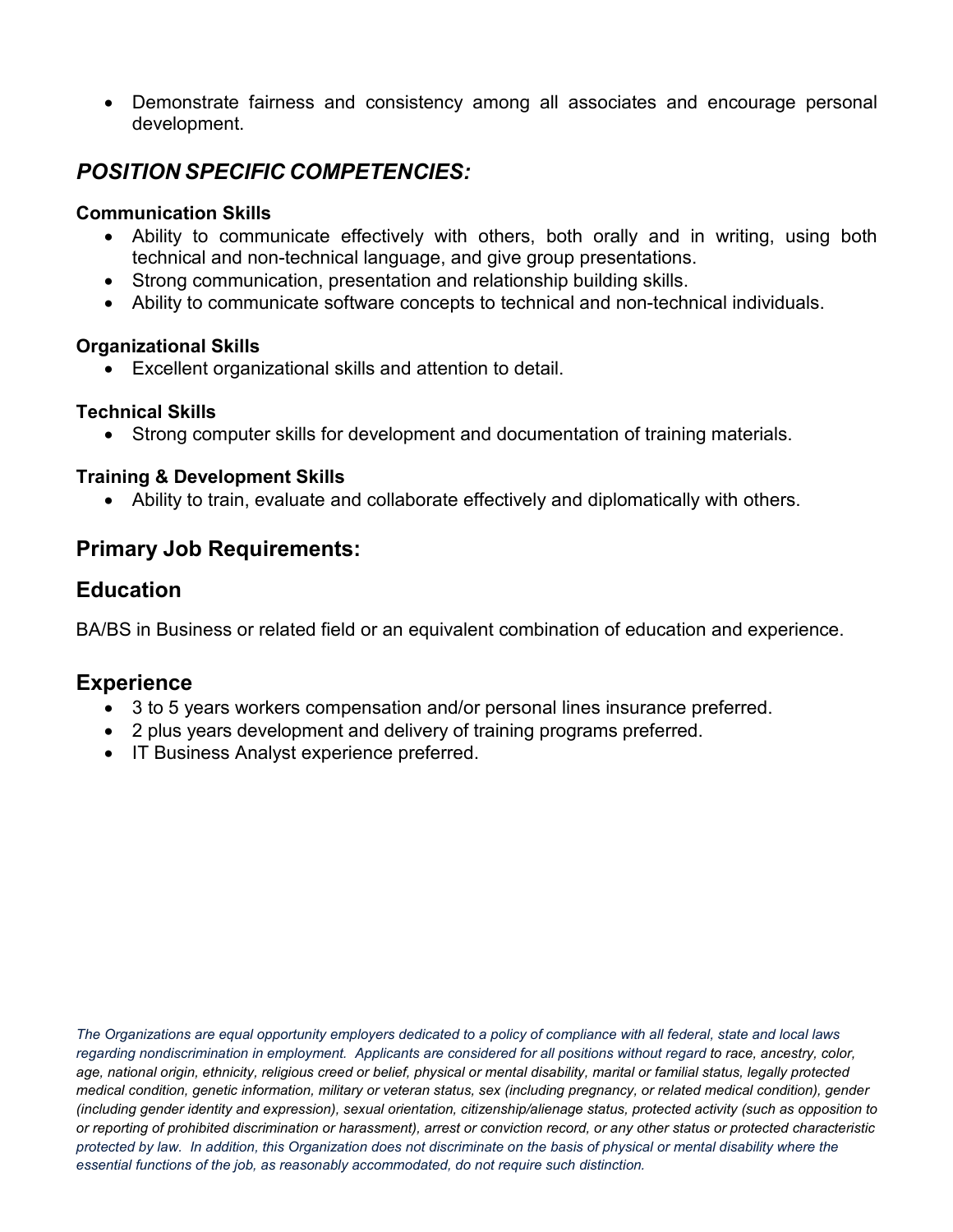- Demonstrate fairness and consistency among all associates and encourage personal development.

## *POSITION SPECIFIC COMPETENCIES:*

**Communication Skills**

- Ability to communicate effectively with others, both orally and in writing, using both technical and non-technical language, and give group presentations.
- Strong communication, presentation and relationship building skills.
- Ability to communicate software concepts to technical and non-technical individuals.

**Organizational Skills**

- Excellent organizational skills and attention to detail.

**Technical Skills**

- Strong computer skills for development and documentation of training materials.

**Training & Development Skills**

- Ability to train, evaluate and collaborate effectively and diplomatically with others.

## Primary Job Requirements:

## Education

BA/BS in Business or related field or an equivalent combination of education and experience.

## Experience

- 3 to 5 years workers compensation and/or personal lines insurance preferred.
- 2 plus years development and delivery of training programs preferred.
- IT Business Analyst experience preferred.

*The Organizations are equal opportunity employers dedicated to a policy of compliance with all federal, state and local laws regarding nondiscrimination in employment. Applicants are considered for all positions without regard to race, ancestry, color, age, national origin, ethnicity, religious creed or belief, physical or mental disability, marital or familial status, legally protected medical condition, genetic information, military or veteran status, sex (including pregnancy, or related medical condition), gender (including gender identity and expression), sexual orientation, citizenship/alienage status, protected activity (such as opposition to or reporting of prohibited discrimination or harassment), arrest or conviction record, or any other status or protected characteristic protected by law. In addition, this Organization does not discriminate on the basis of physical or mental disability where the essential functions of the job, as reasonably accommodated, do not require such distinction.*